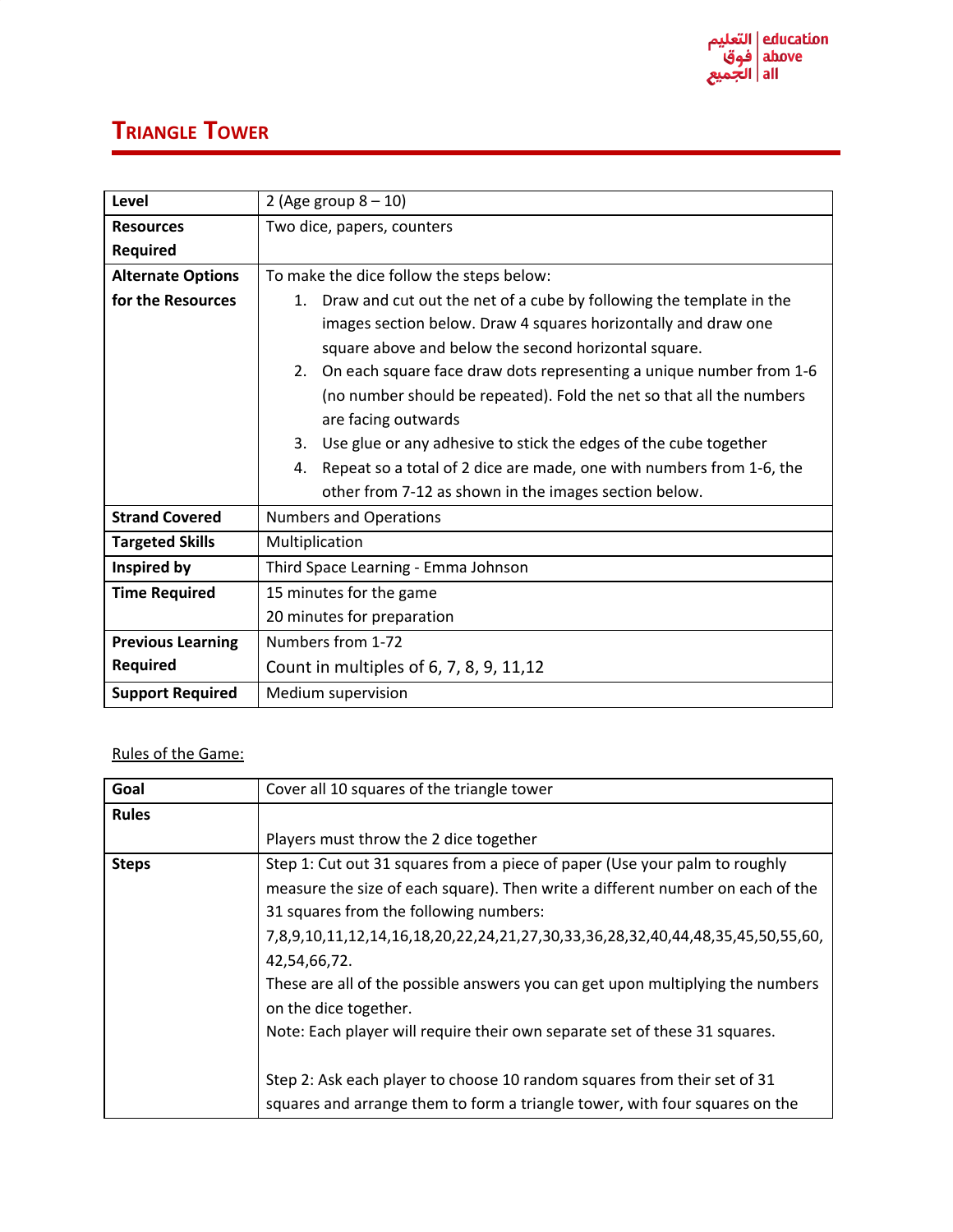# Triangle Tower

| | |
|---|---|
| **Level** | 2 (Age group 8 – 10) |
| **Resources Required** | Two dice, papers, counters |
| **Alternate Options for the Resources** | To make the dice follow the steps below:<br>1. Draw and cut out the net of a cube by following the template in the images section below. Draw 4 squares horizontally and draw one square above and below the second horizontal square.<br>2. On each square face draw dots representing a unique number from 1-6 (no number should be repeated). Fold the net so that all the numbers are facing outwards<br>3. Use glue or any adhesive to stick the edges of the cube together<br>4. Repeat so a total of 2 dice are made, one with numbers from 1-6, the other from 7-12 as shown in the images section below. |
| **Strand Covered** | Numbers and Operations |
| **Targeted Skills** | Multiplication |
| **Inspired by** | Third Space Learning - Emma Johnson |
| **Time Required** | 15 minutes for the game<br>20 minutes for preparation |
| **Previous Learning Required** | Numbers from 1-72<br>Count in multiples of 6, 7, 8, 9, 11,12 |
| **Support Required** | Medium supervision |

Rules of the Game:

| | |
|---|---|
| **Goal** | Cover all 10 squares of the triangle tower |
| **Rules** | Players must throw the 2 dice together |
| **Steps** | Step 1: Cut out 31 squares from a piece of paper (Use your palm to roughly measure the size of each square). Then write a different number on each of the 31 squares from the following numbers:<br>7,8,9,10,11,12,14,16,18,20,22,24,21,27,30,33,36,28,32,40,44,48,35,45,50,55,60,42,54,66,72.<br>These are all of the possible answers you can get upon multiplying the numbers on the dice together.<br>Note: Each player will require their own separate set of these 31 squares.<br><br>Step 2: Ask each player to choose 10 random squares from their set of 31 squares and arrange them to form a triangle tower, with four squares on the |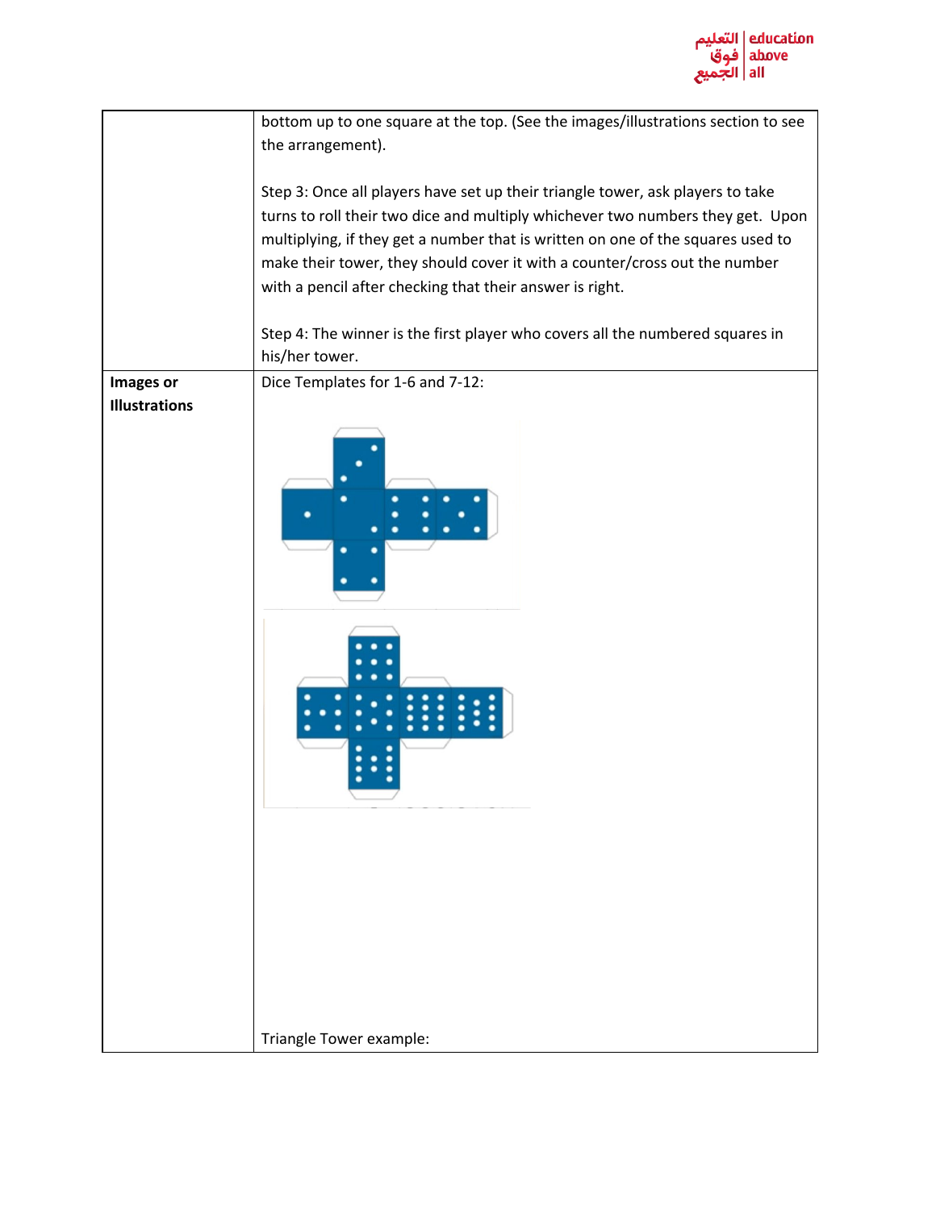| | |
|---|---|
| | bottom up to one square at the top. (See the images/illustrations section to see the arrangement).<br><br>Step 3: Once all players have set up their triangle tower, ask players to take turns to roll their two dice and multiply whichever two numbers they get. Upon multiplying, if they get a number that is written on one of the squares used to make their tower, they should cover it with a counter/cross out the number with a pencil after checking that their answer is right.<br><br>Step 4: The winner is the first player who covers all the numbered squares in his/her tower. |
| **Images or Illustrations** | Dice Templates for 1-6 and 7-12:<br><br>Triangle Tower example: |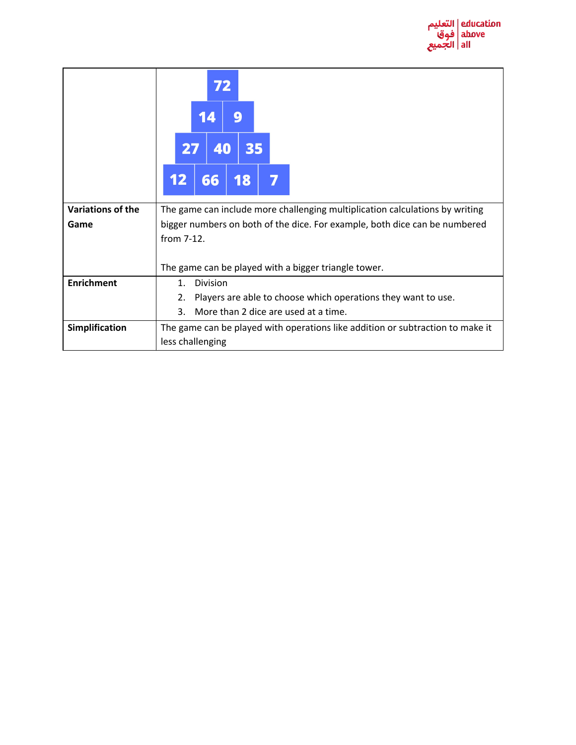| | |
|---|---|
| | 72<br>14 9<br>27 40 35<br>12 66 18 7 |
| **Variations of the Game** | The game can include more challenging multiplication calculations by writing bigger numbers on both of the dice. For example, both dice can be numbered from 7-12.<br><br>The game can be played with a bigger triangle tower. |
| **Enrichment** | 1. Division<br>2. Players are able to choose which operations they want to use.<br>3. More than 2 dice are used at a time. |
| **Simplification** | The game can be played with operations like addition or subtraction to make it less challenging |